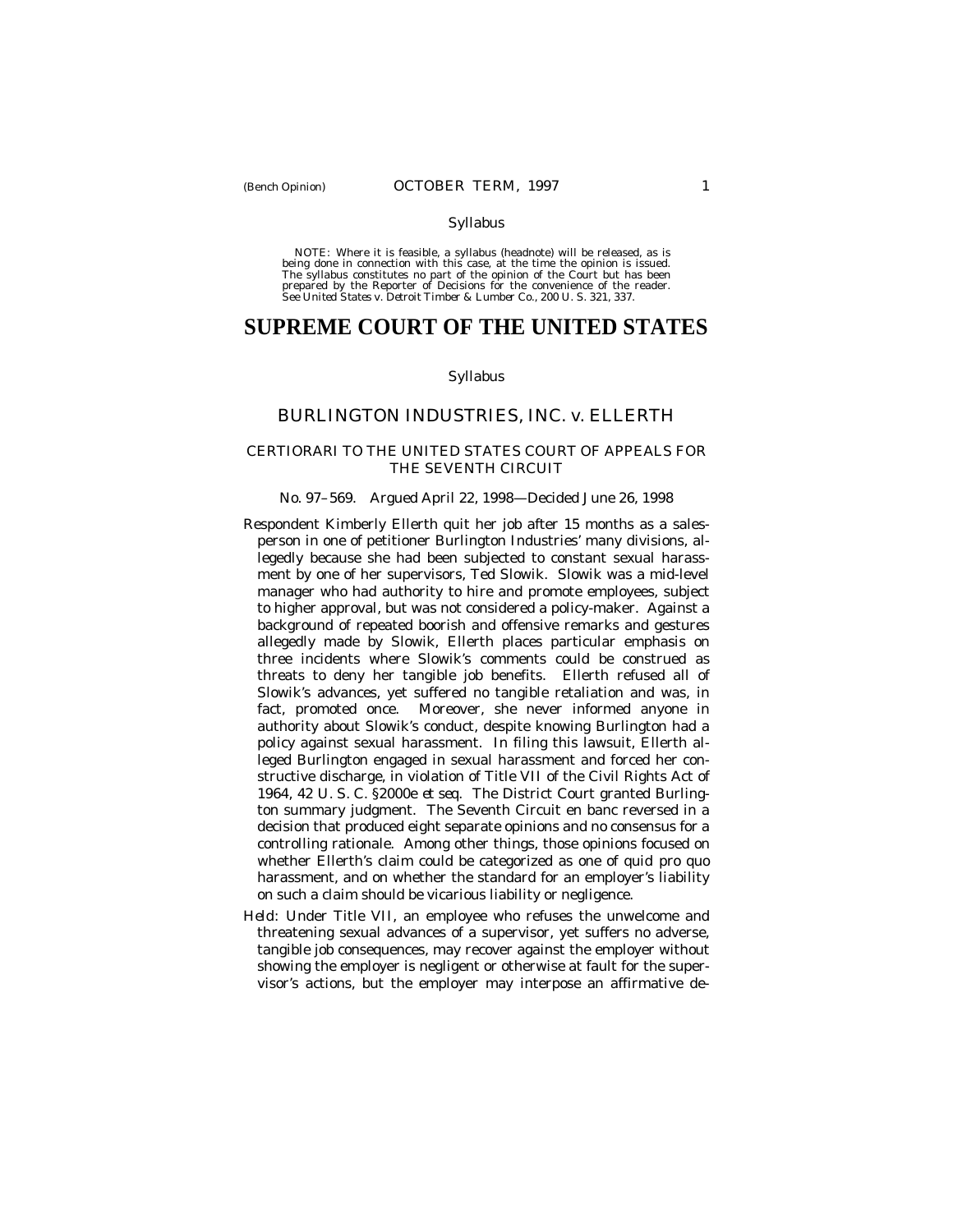Syllabus

NOTE: Where it is feasible, a syllabus (headnote) will be released, as is being done in connection with this case, at the time the opinion is issued. The syllabus constitutes no part of the opinion of the Court but has been prepared by the Reporter of Decisions for the convenience of the reader. See *United States* v. *Detroit Timber & Lumber Co.*, 200 U. S. 321, 337.

# SUPREME COURT OF THE UNITED STATES

Syllabus

## BURLINGTON INDUSTRIES, INC. *v.* ELLERTH

### CERTIORARI TO THE UNITED STATES COURT OF APPEALS FOR THE SEVENTH CIRCUIT

No. 97–569. Argued April 22, 1998—Decided June 26, 1998

Respondent Kimberly Ellerth quit her job after 15 months as a salesperson in one of petitioner Burlington Industries' many divisions, allegedly because she had been subjected to constant sexual harassment by one of her supervisors, Ted Slowik. Slowik was a mid-level manager who had authority to hire and promote employees, subject to higher approval, but was not considered a policy-maker. Against a background of repeated boorish and offensive remarks and gestures allegedly made by Slowik, Ellerth places particular emphasis on three incidents where Slowik's comments could be construed as threats to deny her tangible job benefits. Ellerth refused all of Slowik's advances, yet suffered no tangible retaliation and was, in fact, promoted once. Moreover, she never informed anyone in authority about Slowik's conduct, despite knowing Burlington had a policy against sexual harassment. In filing this lawsuit, Ellerth alleged Burlington engaged in sexual harassment and forced her constructive discharge, in violation of Title VII of the Civil Rights Act of 1964, 42 U. S. C. §2000e *et seq.* The District Court granted Burlington summary judgment. The Seventh Circuit en banc reversed in a decision that produced eight separate opinions and no consensus for a controlling rationale. Among other things, those opinions focused on whether Ellerth's claim could be categorized as one of quid pro quo harassment, and on whether the standard for an employer's liability on such a claim should be vicarious liability or negligence.

*Held*: Under Title VII, an employee who refuses the unwelcome and threatening sexual advances of a supervisor, yet suffers no adverse, tangible job consequences, may recover against the employer without showing the employer is negligent or otherwise at fault for the supervisor's actions, but the employer may interpose an affirmative de-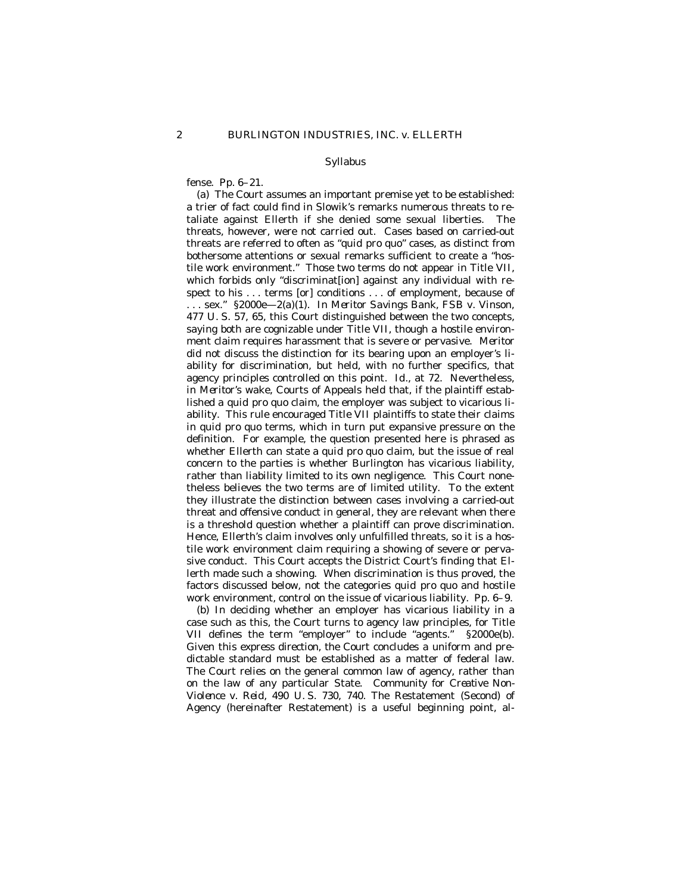fense. Pp. 6–21.

(a) The Court assumes an important premise yet to be established: a trier of fact could find in Slowik's remarks numerous threats to retaliate against Ellerth if she denied some sexual liberties. The threats, however, were not carried out. Cases based on carried-out threats are referred to often as "quid pro quo" cases, as distinct from bothersome attentions or sexual remarks sufficient to create a "hostile work environment." Those two terms do not appear in Title VII, which forbids only "discriminat[ion] against any individual with respect to his . . . terms [or] conditions . . . of employment, because of . . . sex." §2000e—2(a)(1). In *Meritor Savings Bank, FSB* v. *Vinson*, 477 U. S. 57, 65, this Court distinguished between the two concepts, saying both are cognizable under Title VII, though a hostile environment claim requires harassment that is severe or pervasive. *Meritor* did not discuss the distinction for its bearing upon an employer's liability for discrimination, but held, with no further specifics, that agency principles controlled on this point. *Id.*, at 72. Nevertheless, in *Meritor*'s wake, Courts of Appeals held that, if the plaintiff established a quid pro quo claim, the employer was subject to vicarious liability. This rule encouraged Title VII plaintiffs to state their claims in quid pro quo terms, which in turn put expansive pressure on the definition. For example, the question presented here is phrased as whether Ellerth can state a quid pro quo claim, but the issue of real concern to the parties is whether Burlington has vicarious liability, rather than liability limited to its own negligence. This Court nonetheless believes the two terms are of limited utility. To the extent they illustrate the distinction between cases involving a carried-out threat and offensive conduct in general, they are relevant when there is a threshold question whether a plaintiff can prove discrimination. Hence, Ellerth's claim involves only unfulfilled threats, so it is a hostile work environment claim requiring a showing of severe or pervasive conduct. This Court accepts the District Court's finding that Ellerth made such a showing. When discrimination is thus proved, the factors discussed below, not the categories quid pro quo and hostile work environment, control on the issue of vicarious liability. Pp. 6–9.

(b) In deciding whether an employer has vicarious liability in a case such as this, the Court turns to agency law principles, for Title VII defines the term "employer" to include "agents." §2000e(b). Given this express direction, the Court concludes a uniform and predictable standard must be established as a matter of federal law. The Court relies on the general common law of agency, rather than on the law of any particular State. *Community for Creative Non-Violence* v. *Reid*, 490 U. S. 730, 740. The Restatement (Second) of Agency (hereinafter Restatement) is a useful beginning point, al-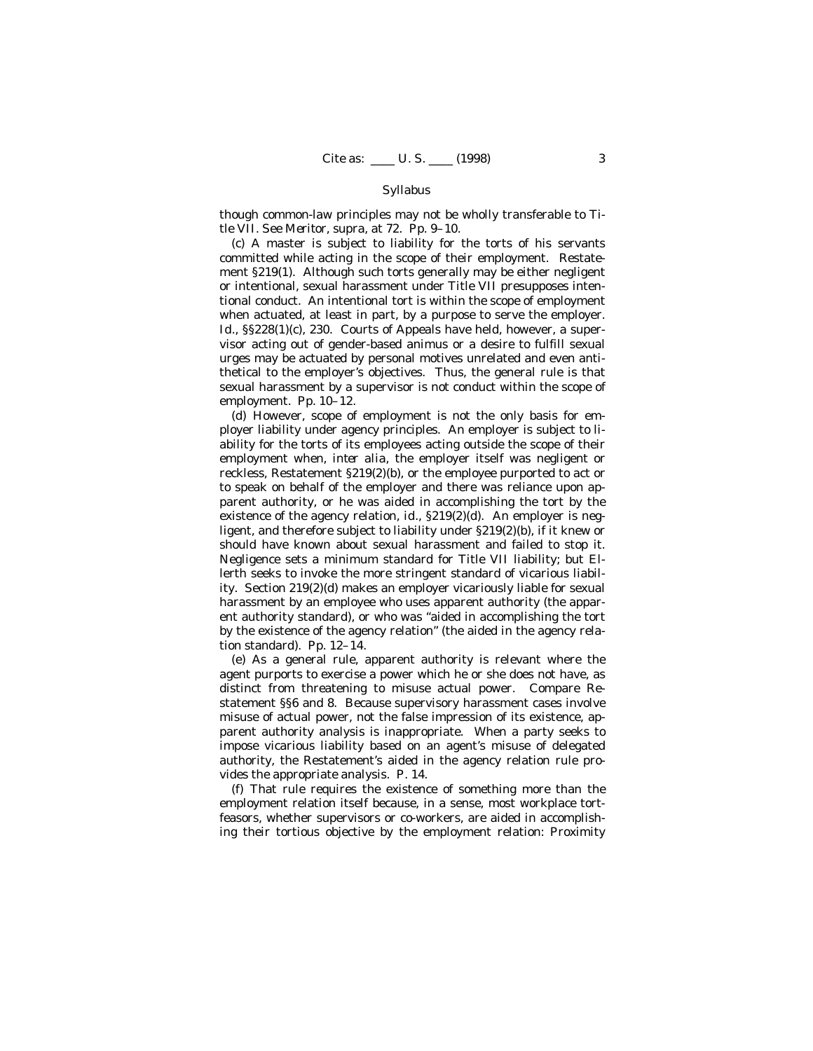though common-law principles may not be wholly transferable to Title VII. See *Meritor*, *supra*, at 72. Pp. 9–10.

(c) A master is subject to liability for the torts of his servants committed while acting in the scope of their employment. Restatement §219(1). Although such torts generally may be either negligent or intentional, sexual harassment under Title VII presupposes intentional conduct. An intentional tort is within the scope of employment when actuated, at least in part, by a purpose to serve the employer. *Id.*, §§228(1)(c), 230. Courts of Appeals have held, however, a supervisor acting out of gender-based animus or a desire to fulfill sexual urges may be actuated by personal motives unrelated and even antithetical to the employer's objectives. Thus, the general rule is that sexual harassment by a supervisor is not conduct within the scope of employment. Pp. 10–12.

(d) However, scope of employment is not the only basis for employer liability under agency principles. An employer is subject to liability for the torts of its employees acting outside the scope of their employment when, *inter alia*, the employer itself was negligent or reckless, Restatement §219(2)(b), or the employee purported to act or to speak on behalf of the employer and there was reliance upon apparent authority, or he was aided in accomplishing the tort by the existence of the agency relation, *id.*, §219(2)(d). An employer is negligent, and therefore subject to liability under §219(2)(b), if it knew or should have known about sexual harassment and failed to stop it. Negligence sets a minimum standard for Title VII liability; but Ellerth seeks to invoke the more stringent standard of vicarious liability. Section 219(2)(d) makes an employer vicariously liable for sexual harassment by an employee who uses apparent authority (the apparent authority standard), or who was "aided in accomplishing the tort by the existence of the agency relation" (the aided in the agency relation standard). Pp. 12–14.

(e) As a general rule, apparent authority is relevant where the agent purports to exercise a power which he or she does not have, as distinct from threatening to misuse actual power. Compare Restatement §§6 and 8. Because supervisory harassment cases involve misuse of actual power, not the false impression of its existence, apparent authority analysis is inappropriate. When a party seeks to impose vicarious liability based on an agent's misuse of delegated authority, the Restatement's aided in the agency relation rule provides the appropriate analysis. P. 14.

(f) That rule requires the existence of something more than the employment relation itself because, in a sense, most workplace tortfeasors, whether supervisors or co-workers, are aided in accomplishing their tortious objective by the employment relation: Proximity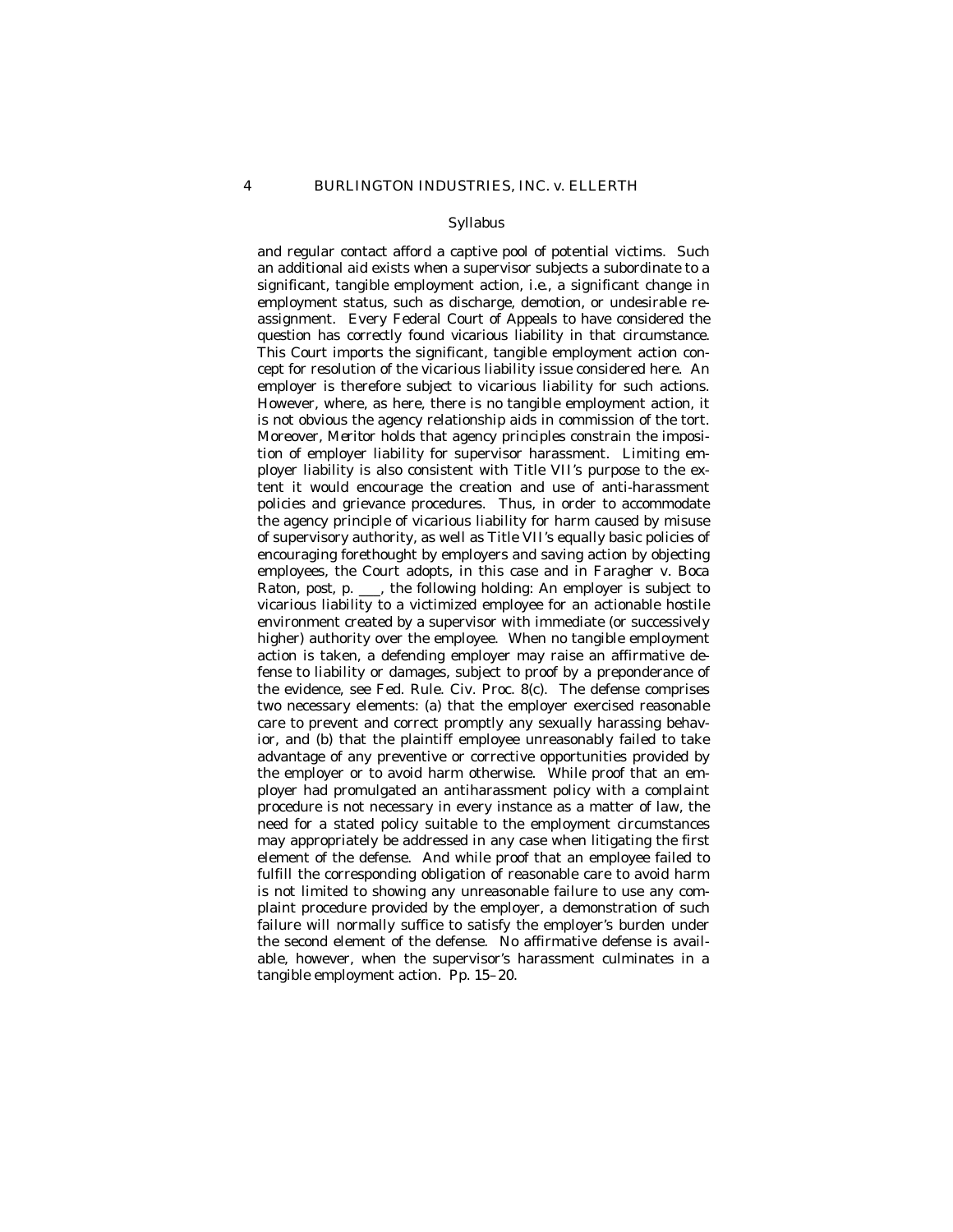and regular contact afford a captive pool of potential victims. Such an additional aid exists when a supervisor subjects a subordinate to a significant, tangible employment action, i.e., a significant change in employment status, such as discharge, demotion, or undesirable reassignment. Every Federal Court of Appeals to have considered the question has correctly found vicarious liability in that circumstance. This Court imports the significant, tangible employment action concept for resolution of the vicarious liability issue considered here. An employer is therefore subject to vicarious liability for such actions. However, where, as here, there is no tangible employment action, it is not obvious the agency relationship aids in commission of the tort. Moreover, *Meritor* holds that agency principles constrain the imposition of employer liability for supervisor harassment. Limiting employer liability is also consistent with Title VII's purpose to the extent it would encourage the creation and use of anti-harassment policies and grievance procedures. Thus, in order to accommodate the agency principle of vicarious liability for harm caused by misuse of supervisory authority, as well as Title VII's equally basic policies of encouraging forethought by employers and saving action by objecting employees, the Court adopts, in this case and in *Faragher* v. *Boca Raton*, *post*, p. ___, the following holding: An employer is subject to vicarious liability to a victimized employee for an actionable hostile environment created by a supervisor with immediate (or successively higher) authority over the employee. When no tangible employment action is taken, a defending employer may raise an affirmative defense to liability or damages, subject to proof by a preponderance of the evidence, see Fed. Rule. Civ. Proc. 8(c). The defense comprises two necessary elements: (a) that the employer exercised reasonable care to prevent and correct promptly any sexually harassing behavior, and (b) that the plaintiff employee unreasonably failed to take advantage of any preventive or corrective opportunities provided by the employer or to avoid harm otherwise. While proof that an employer had promulgated an antiharassment policy with a complaint procedure is not necessary in every instance as a matter of law, the need for a stated policy suitable to the employment circumstances may appropriately be addressed in any case when litigating the first element of the defense. And while proof that an employee failed to fulfill the corresponding obligation of reasonable care to avoid harm is not limited to showing any unreasonable failure to use any complaint procedure provided by the employer, a demonstration of such failure will normally suffice to satisfy the employer's burden under the second element of the defense. No affirmative defense is available, however, when the supervisor's harassment culminates in a tangible employment action. Pp. 15–20.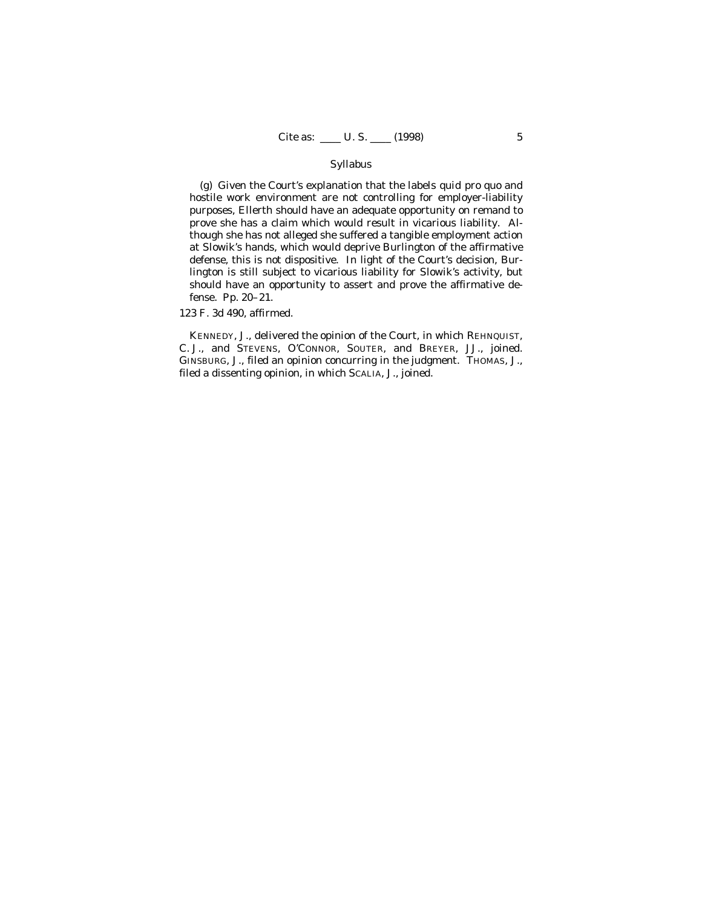(g) Given the Court's explanation that the labels quid pro quo and hostile work environment are not controlling for employer-liability purposes, Ellerth should have an adequate opportunity on remand to prove she has a claim which would result in vicarious liability. Although she has not alleged she suffered a tangible employment action at Slowik's hands, which would deprive Burlington of the affirmative defense, this is not dispositive. In light of the Court's decision, Burlington is still subject to vicarious liability for Slowik's activity, but should have an opportunity to assert and prove the affirmative defense. Pp. 20–21.

123 F. 3d 490, affirmed.

KENNEDY, J., delivered the opinion of the Court, in which REHNQUIST, C. J., and STEVENS, O'CONNOR, SOUTER, and BREYER, JJ., joined. GINSBURG, J., filed an opinion concurring in the judgment. THOMAS, J., filed a dissenting opinion, in which SCALIA, J., joined.